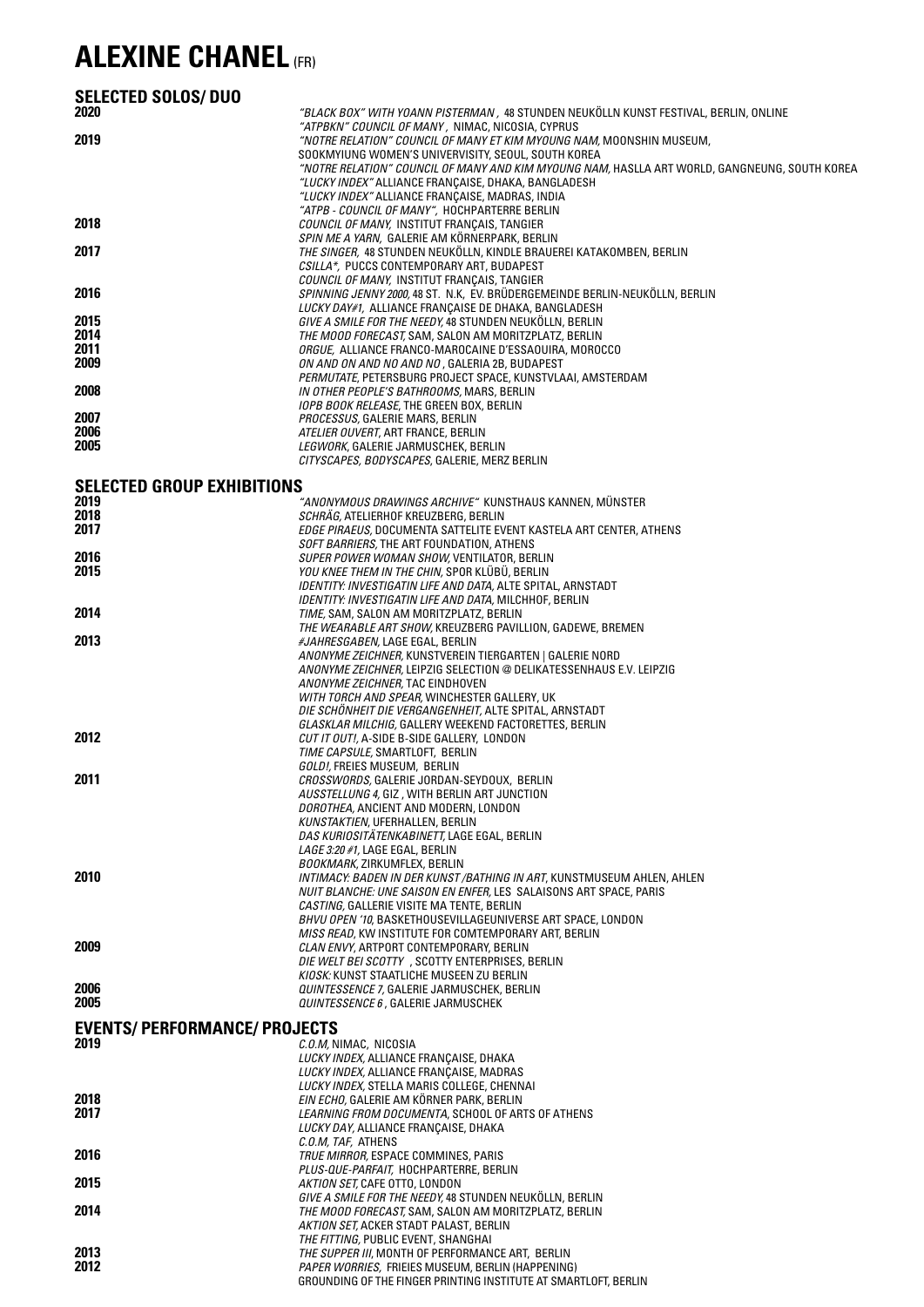# ALEXINE CHANEL (FR)

## SELECTED SOLOS/ DUO

**2020**
*"BLACK BOX" WITH YOANN PISTERMAN*, 48 STUNDEN NEUKÖLLN KUNST FESTIVAL, BERLIN, ONLINE
*"ATPBKN" COUNCIL OF MANY*, NIMAC, NICOSIA, CYPRUS

**2019**
*"NOTRE RELATION" COUNCIL OF MANY ET KIM MYOUNG NAM*, MOONSHIN MUSEUM, SOOKMYIUNG WOMEN'S UNIVERVISITY, SEOUL, SOUTH KOREA
*"NOTRE RELATION" COUNCIL OF MANY AND KIM MYOUNG NAM*, HASLLA ART WORLD, GANGNEUNG, SOUTH KOREA
*"LUCKY INDEX"* ALLIANCE FRANÇAISE, DHAKA, BANGLADESH
*"LUCKY INDEX"* ALLIANCE FRANÇAISE, MADRAS, INDIA
*"ATPB - COUNCIL OF MANY"*, HOCHPARTERRE BERLIN

**2018**
*COUNCIL OF MANY*, INSTITUT FRANÇAIS, TANGIER
*SPIN ME A YARN*, GALERIE AM KÖRNERPARK, BERLIN

**2017**
*THE SINGER*, 48 STUNDEN NEUKÖLLN, KINDLE BRAUEREI KATAKOMBEN, BERLIN
*CSILLA\**, PUCCS CONTEMPORARY ART, BUDAPEST
*COUNCIL OF MANY*, INSTITUT FRANÇAIS, TANGIER

**2016**
*SPINNING JENNY 2000*, 48 ST. N.K, EV. BRÜDERGEMEINDE BERLIN-NEUKÖLLN, BERLIN
*LUCKY DAY#1*, ALLIANCE FRANÇAISE DE DHAKA, BANGLADESH

**2015**
*GIVE A SMILE FOR THE NEEDY*, 48 STUNDEN NEUKÖLLN, BERLIN

**2014**
*THE MOOD FORECAST*, SAM, SALON AM MORITZPLATZ, BERLIN

**2011**
*ORGUE*, ALLIANCE FRANCO-MAROCAINE D'ESSAOUIRA, MOROCCO

**2009**
*ON AND ON AND NO AND NO*, GALERIA 2B, BUDAPEST
*PERMUTATE*, PETERSBURG PROJECT SPACE, KUNSTVLAAI, AMSTERDAM

**2008**
*IN OTHER PEOPLE'S BATHROOMS*, MARS, BERLIN
*IOPB BOOK RELEASE*, THE GREEN BOX, BERLIN

**2007**
*PROCESSUS*, GALERIE MARS, BERLIN

**2006**
*ATELIER OUVERT*, ART FRANCE, BERLIN

**2005**
*LEGWORK*, GALERIE JARMUSCHEK, BERLIN
*CITYSCAPES, BODYSCAPES*, GALERIE, MERZ BERLIN

## SELECTED GROUP EXHIBITIONS

**2019**
*"ANONYMOUS DRAWINGS ARCHIVE"* KUNSTHAUS KANNEN, MÜNSTER

**2018**
*SCHRÄG*, ATELIERHOF KREUZBERG, BERLIN

**2017**
*EDGE PIRAEUS*, DOCUMENTA SATTELITE EVENT KASTELA ART CENTER, ATHENS
*SOFT BARRIERS*, THE ART FOUNDATION, ATHENS

**2016**
*SUPER POWER WOMAN SHOW*, VENTILATOR, BERLIN

**2015**
*YOU KNEE THEM IN THE CHIN*, SPOR KLÜBÜ, BERLIN
*IDENTITY: INVESTIGATIN LIFE AND DATA*, ALTE SPITAL, ARNSTADT
*IDENTITY: INVESTIGATIN LIFE AND DATA*, MILCHHOF, BERLIN

**2014**
*TIME*, SAM, SALON AM MORITZPLATZ, BERLIN
*THE WEARABLE ART SHOW*, KREUZBERG PAVILLION, GADEWE, BREMEN

**2013**
*#JAHRESGABEN*, LAGE EGAL, BERLIN
*ANONYME ZEICHNER*, KUNSTVEREIN TIERGARTEN | GALERIE NORD
*ANONYME ZEICHNER*, LEIPZIG SELECTION @ DELIKATESSENHAUS E.V. LEIPZIG
*ANONYME ZEICHNER*, TAC EINDHOVEN
*WITH TORCH AND SPEAR*, WINCHESTER GALLERY, UK
*DIE SCHÖNHEIT DIE VERGANGENHEIT*, ALTE SPITAL, ARNSTADT
*GLASKLAR MILCHIG*, GALLERY WEEKEND FACTORETTES, BERLIN

**2012**
*CUT IT OUT!*, A-SIDE B-SIDE GALLERY, LONDON
*TIME CAPSULE*, SMARTLOFT, BERLIN
*GOLD!*, FREIES MUSEUM, BERLIN

**2011**
*CROSSWORDS*, GALERIE JORDAN-SEYDOUX, BERLIN
*AUSSTELLUNG 4*, GIZ, WITH BERLIN ART JUNCTION
*DOROTHEA*, ANCIENT AND MODERN, LONDON
*KUNSTAKTIEN*, UFERHALLEN, BERLIN
*DAS KURIOSITÄTENKABINETT*, LAGE EGAL, BERLIN
*LAGE 3:20 #1*, LAGE EGAL, BERLIN
*BOOKMARK*, ZIRKUMFLEX, BERLIN

**2010**
*INTIMACY: BADEN IN DER KUNST /BATHING IN ART*, KUNSTMUSEUM AHLEN, AHLEN
*NUIT BLANCHE: UNE SAISON EN ENFER*, LES SALAISONS ART SPACE, PARIS
*CASTING*, GALLERIE VISITE MA TENTE, BERLIN
*BHVU OPEN '10*, BASKETHOUSEVILLAGEUNIVERSE ART SPACE, LONDON
*MISS READ*, KW INSTITUTE FOR COMTEMPORARY ART, BERLIN

**2009**
*CLAN ENVY*, ARTPORT CONTEMPORARY, BERLIN
*DIE WELT BEI SCOTTY*, SCOTTY ENTERPRISES, BERLIN
*KIOSK:* KUNST STAATLICHE MUSEEN ZU BERLIN

**2006**
*QUINTESSENCE 7*, GALERIE JARMUSCHEK, BERLIN

**2005**
*QUINTESSENCE 6*, GALERIE JARMUSCHEK

## EVENTS/ PERFORMANCE/ PROJECTS

**2019**
*C.O.M*, NIMAC, NICOSIA
*LUCKY INDEX*, ALLIANCE FRANÇAISE, DHAKA
*LUCKY INDEX*, ALLIANCE FRANÇAISE, MADRAS
*LUCKY INDEX*, STELLA MARIS COLLEGE, CHENNAI

**2018**
*EIN ECHO*, GALERIE AM KÖRNER PARK, BERLIN

**2017**
*LEARNING FROM DOCUMENTA*, SCHOOL OF ARTS OF ATHENS
*LUCKY DAY*, ALLIANCE FRANÇAISE, DHAKA
*C.O.M*, TAF, ATHENS

**2016**
*TRUE MIRROR*, ESPACE COMMINES, PARIS
*PLUS-QUE-PARFAIT*, HOCHPARTERRE, BERLIN

**2015**
*AKTION SET*, CAFE OTTO, LONDON
*GIVE A SMILE FOR THE NEEDY*, 48 STUNDEN NEUKÖLLN, BERLIN

**2014**
*THE MOOD FORECAST*, SAM, SALON AM MORITZPLATZ, BERLIN
*AKTION SET*, ACKER STADT PALAST, BERLIN
*THE FITTING*, PUBLIC EVENT, SHANGHAI

**2013**
*THE SUPPER III*, MONTH OF PERFORMANCE ART, BERLIN

**2012**
*PAPER WORRIES*, FRIEIES MUSEUM, BERLIN (HAPPENING)
GROUNDING OF THE FINGER PRINTING INSTITUTE AT SMARTLOFT, BERLIN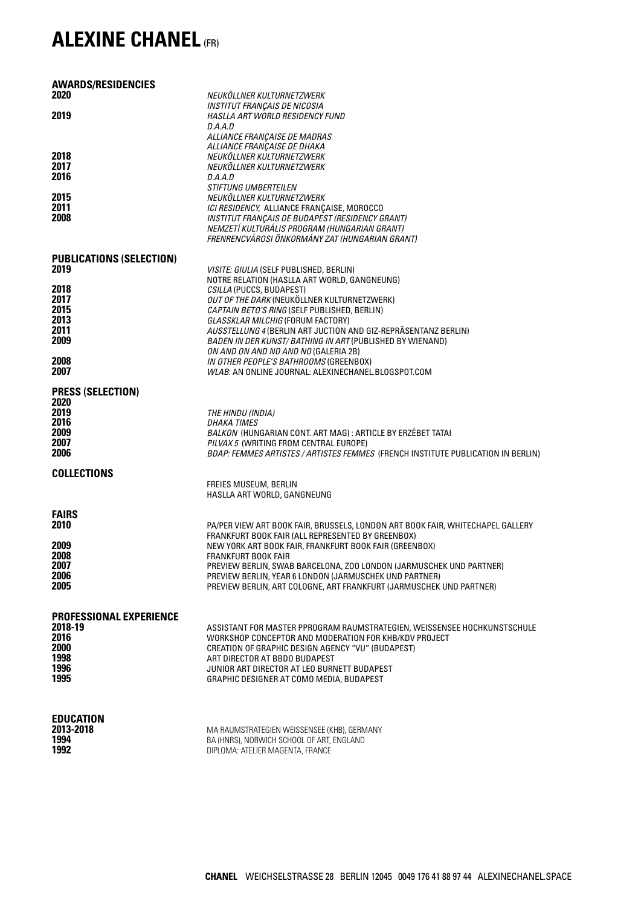# ALEXINE CHANEL (FR)

## AWARDS/RESIDENCIES

**2020**
*NEUKÖLLNER KULTURNETZWERK*
*INSTITUT FRANÇAIS DE NICOSIA*

**2019**
*HASLLA ART WORLD RESIDENCY FUND*
*D.A.A.D*
*ALLIANCE FRANÇAISE DE MADRAS*
*ALLIANCE FRANÇAISE DE DHAKA*

**2018**
*NEUKÖLLNER KULTURNETZWERK*

**2017**
*NEUKÖLLNER KULTURNETZWERK*

**2016**
*D.A.A.D*
*STIFTUNG UMBERTEILEN*

**2015**
*NEUKÖLLNER KULTURNETZWERK*

**2011**
*ICI RESIDENCY,* ALLIANCE FRANÇAISE, MOROCCO

**2008**
*INSTITUT FRANÇAIS DE BUDAPEST (RESIDENCY GRANT)*
*NEMZETÍ KULTURÁLIS PROGRAM (HUNGARIAN GRANT)*
*FRENRENCVÁROSI ÖNKORMÁNY ZAT (HUNGARIAN GRANT)*

## PUBLICATIONS (SELECTION)

**2019**
*VISITE: GIULIA* (SELF PUBLISHED, BERLIN)
NOTRE RELATION (HASLLA ART WORLD, GANGNEUNG)

**2018**
*CSILLA* (PUCCS, BUDAPEST)

**2017**
*OUT OF THE DARK* (NEUKÖLLNER KULTURNETZWERK)

**2015**
*CAPTAIN BETO'S RING* (SELF PUBLISHED, BERLIN)

**2013**
*GLASSKLAR MILCHIG* (FORUM FACTORY)

**2011**
*AUSSTELLUNG 4* (BERLIN ART JUCTION AND GIZ-REPRÄSENTANZ BERLIN)

**2009**
*BADEN IN DER KUNST/ BATHING IN ART* (PUBLISHED BY WIENAND)
*ON AND ON AND NO AND NO* (GALERIA 2B)

**2008**
*IN OTHER PEOPLE'S BATHROOMS* (GREENBOX)

**2007**
*WLAB*: AN ONLINE JOURNAL: ALEXINECHANEL.BLOGSPOT.COM

## PRESS (SELECTION)

**2020**

**2019**
*THE HINDU (INDIA)*

**2016**
*DHAKA TIMES*

**2009**
*BALKON* (HUNGARIAN CONT. ART MAG) : ARTICLE BY ERZÉBET TATAI

**2007**
*PILVAX 5* (WRITING FROM CENTRAL EUROPE)

**2006**
*BDAP: FEMMES ARTISTES / ARTISTES FEMMES* (FRENCH INSTITUTE PUBLICATION IN BERLIN)

## COLLECTIONS

FREIES MUSEUM, BERLIN
HASLLA ART WORLD, GANGNEUNG

## FAIRS

**2010**
PA/PER VIEW ART BOOK FAIR, BRUSSELS, LONDON ART BOOK FAIR, WHITECHAPEL GALLERY
FRANKFURT BOOK FAIR (ALL REPRESENTED BY GREENBOX)

**2009**
NEW YORK ART BOOK FAIR, FRANKFURT BOOK FAIR (GREENBOX)

**2008**
FRANKFURT BOOK FAIR

**2007**
PREVIEW BERLIN, SWAB BARCELONA, ZOO LONDON (JARMUSCHEK UND PARTNER)

**2006**
PREVIEW BERLIN, YEAR 6 LONDON (JARMUSCHEK UND PARTNER)

**2005**
PREVIEW BERLIN, ART COLOGNE, ART FRANKFURT (JARMUSCHEK UND PARTNER)

## PROFESSIONAL EXPERIENCE

**2018-19**
ASSISTANT FOR MASTER PPROGRAM RAUMSTRATEGIEN, WEISSENSEE HOCHKUNSTSCHULE

**2016**
WORKSHOP CONCEPTOR AND MODERATION FOR KHB/KDV PROJECT

**2000**
CREATION OF GRAPHIC DESIGN AGENCY "VU" (BUDAPEST)

**1998**
ART DIRECTOR AT BBDO BUDAPEST

**1996**
JUNIOR ART DIRECTOR AT LEO BURNETT BUDAPEST

**1995**
GRAPHIC DESIGNER AT COMO MEDIA, BUDAPEST

## EDUCATION

**2013-2018**
MA RAUMSTRATEGIEN WEISSENSEE (KHB), GERMANY

**1994**
BA (HNRS), NORWICH SCHOOL OF ART, ENGLAND

**1992**
DIPLOMA: ATELIER MAGENTA, FRANCE

**CHANEL** WEICHSELSTRASSE 28 BERLIN 12045 0049 176 41 88 97 44 ALEXINECHANEL.SPACE